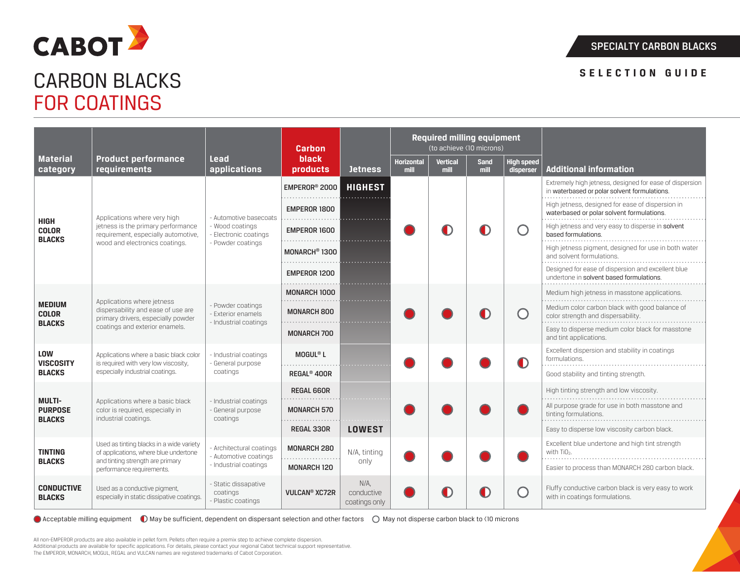CABOT

# CARBON BLACKS FOR COATINGS

SPECIALTY CARBON BLACKS

SELECTION GUIDE

| Material category | Product performance requirements | Lead applications | Carbon black products | Jetness | Required milling equipment (to achieve <10 microns) | | | | Additional information |
|---|---|---|---|---|---|---|---|---|---|
| | | | | | Horizontal mill | Vertical mill | Sand mill | High speed disperser | |
| **HIGH COLOR BLACKS** | Applications where very high jetness is the primary performance requirement, especially automotive, wood and electronics coatings. | - Automotive basecoats<br>- Wood coatings<br>- Electronic coatings<br>- Powder coatings | EMPEROR® 2000 | HIGHEST | ● | ◐ | ◐ | ○ | Extremely high jetness, designed for ease of dispersion in waterbased or polar solvent formulations. |
| | | | EMPEROR 1800 | | | | | | High jetness, designed for ease of dispersion in waterbased or polar solvent formulations. |
| | | | EMPEROR 1600 | | | | | | High jetness and very easy to disperse in solvent based formulations. |
| | | | MONARCH® 1300 | | | | | | High jetness pigment, designed for use in both water and solvent formulations. |
| | | | EMPEROR 1200 | | | | | | Designed for ease of dispersion and excellent blue undertone in solvent based formulations. |
| **MEDIUM COLOR BLACKS** | Applications where jetness dispersability and ease of use are primary drivers, especially powder coatings and exterior enamels. | - Powder coatings<br>- Exterior enamels<br>- Industrial coatings | MONARCH 1000 | | ● | ● | ◐ | ○ | Medium high jetness in masstone applications. |
| | | | MONARCH 800 | | | | | | Medium color carbon black with good balance of color strength and dispersability. |
| | | | MONARCH 700 | | | | | | Easy to disperse medium color black for masstone and tint applications. |
| **LOW VISCOSITY BLACKS** | Applications where a basic black color is required with very low viscosity, especially industrial coatings. | - Industrial coatings<br>- General purpose coatings | MOGUL® L | | ● | ● | ● | ◐ | Excellent dispersion and stability in coatings formulations. |
| | | | REGAL® 400R | | | | | | Good stability and tinting strength. |
| **MULTI-PURPOSE BLACKS** | Applications where a basic black color is required, especially in industrial coatings. | - Industrial coatings<br>- General purpose coatings | REGAL 660R | | ● | ● | ● | ● | High tinting strength and low viscosity. |
| | | | MONARCH 570 | | | | | | All purpose grade for use in both masstone and tinting formulations. |
| | | | REGAL 330R | LOWEST | | | | | Easy to disperse low viscosity carbon black. |
| **TINTING BLACKS** | Used as tinting blacks in a wide variety of applications, where blue undertone and tinting strength are primary performance requirements. | - Architectural coatings<br>- Automotive coatings<br>- Industrial coatings | MONARCH 280 | N/A, tinting only | ● | ● | ● | ● | Excellent blue undertone and high tint strength with $TiO_2$. |
| | | | MONARCH 120 | | | | | | Easier to process than MONARCH 280 carbon black. |
| **CONDUCTIVE BLACKS** | Used as a conductive pigment, especially in static dissipative coatings. | - Static dissapative coatings<br>- Plastic coatings | VULCAN® XC72R | N/A, conductive coatings only | ● | ◐ | ◐ | ○ | Fluffy conductive carbon black is very easy to work with in coatings formulations. |

● Acceptable milling equipment ◐ May be sufficient, dependent on dispersant selection and other factors ○ May not disperse carbon black to <10 microns

All non-EMPEROR products are also available in pellet form. Pellets often require a premix step to achieve complete dispersion.
Additional products are available for specific applications. For details, please contact your regional Cabot technical support representative.
The EMPEROR, MONARCH, MOGUL, REGAL and VULCAN names are registered trademarks of Cabot Corporation.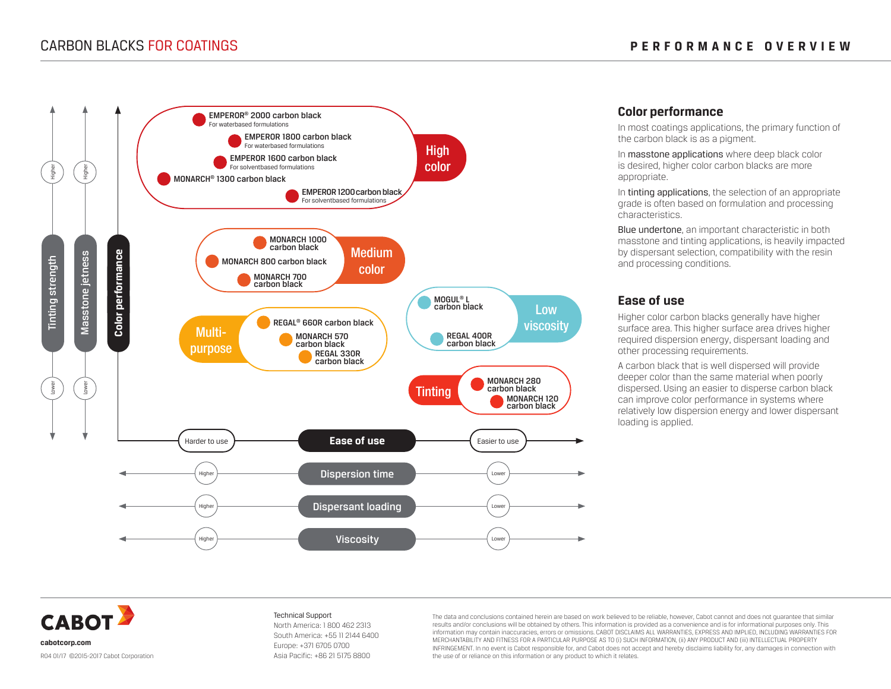# CARBON BLACKS FOR COATINGS

## PERFORMANCE OVERVIEW

High color

EMPEROR® 2000 carbon black
For waterbased formulations

EMPEROR 1800 carbon black
For waterbased formulations

EMPEROR 1600 carbon black
For solventbased formulations

MONARCH® 1300 carbon black

EMPEROR 1200 carbon black
For solventbased formulations

Medium color

MONARCH 1000 carbon black

MONARCH 800 carbon black

MONARCH 700 carbon black

Multi-purpose

REGAL® 660R carbon black

MONARCH 570 carbon black

REGAL 330R carbon black

Low viscosity

MOGUL® L carbon black

REGAL 400R carbon black

Tinting

MONARCH 280 carbon black

MONARCH 120 carbon black

Tinting strength (Higher / Lower)

Masstone jetness (Higher / Lower)

Color performance

Ease of use: Harder to use — Easier to use

Dispersion time: Higher — Lower

Dispersant loading: Higher — Lower

Viscosity: Higher — Lower

## Color performance

In most coatings applications, the primary function of the carbon black is as a pigment.

In masstone applications where deep black color is desired, higher color carbon blacks are more appropriate.

In tinting applications, the selection of an appropriate grade is often based on formulation and processing characteristics.

Blue undertone, an important characteristic in both masstone and tinting applications, is heavily impacted by dispersant selection, compatibility with the resin and processing conditions.

## Ease of use

Higher color carbon blacks generally have higher surface area. This higher surface area drives higher required dispersion energy, dispersant loading and other processing requirements.

A carbon black that is well dispersed will provide deeper color than the same material when poorly dispersed. Using an easier to disperse carbon black can improve color performance in systems where relatively low dispersion energy and lower dispersant loading is applied.

---

CABOT

cabotcorp.com

R04 01/17 ©2015-2017 Cabot Corporation

Technical Support
North America: 1 800 462 2313
South America: +55 11 2144 6400
Europe: +371 6705 0700
Asia Pacific: +86 21 5175 8800

The data and conclusions contained herein are based on work believed to be reliable, however, Cabot cannot and does not guarantee that similar results and/or conclusions will be obtained by others. This information is provided as a convenience and for informational purposes only. This information may contain inaccuracies, errors or omissions. CABOT DISCLAIMS ALL WARRANTIES, EXPRESS AND IMPLIED, INCLUDING WARRANTIES FOR MERCHANTABILITY AND FITNESS FOR A PARTICULAR PURPOSE AS TO (i) SUCH INFORMATION, (ii) ANY PRODUCT AND (iii) INTELLECTUAL PROPERTY INFRINGEMENT. In no event is Cabot responsible for, and Cabot does not accept and hereby disclaims liability for, any damages in connection with the use of or reliance on this information or any product to which it relates.